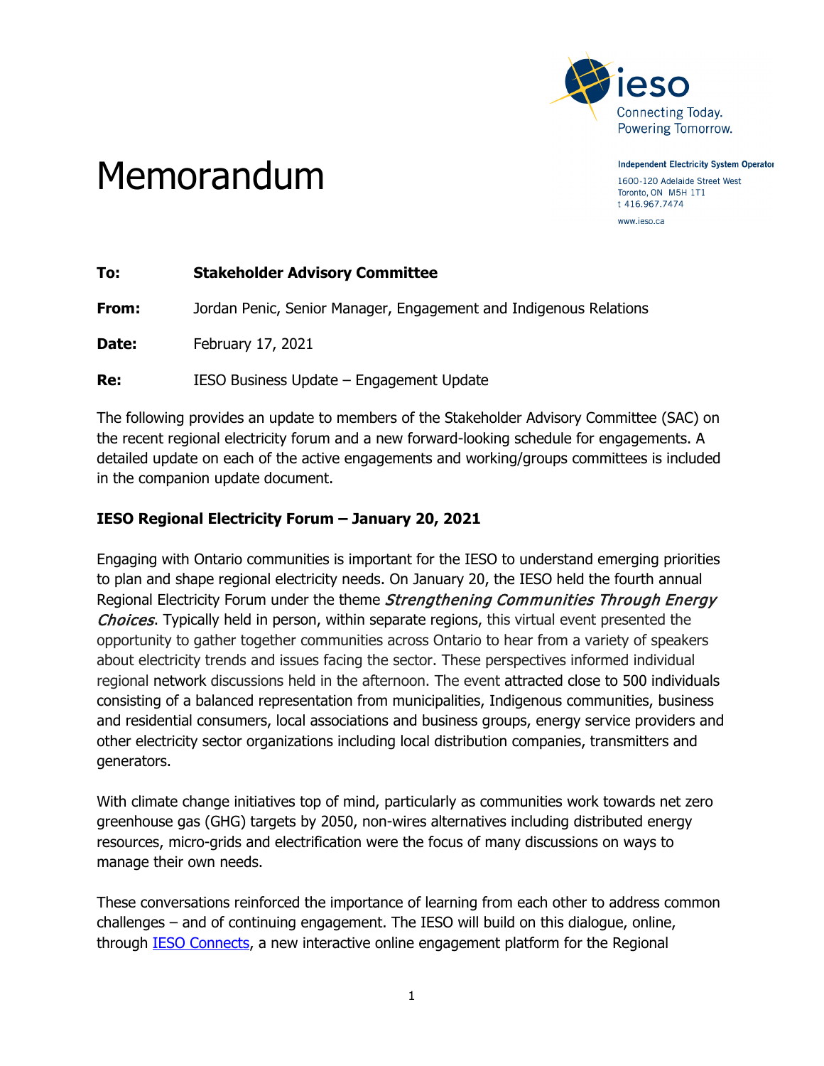# Memorandum

**Independent Electricity System Operator**

1600-120 Adelaide Street West
Toronto, ON M5H 1T1
t 416.967.7474

www.ieso.ca

**To:** **Stakeholder Advisory Committee**

**From:** Jordan Penic, Senior Manager, Engagement and Indigenous Relations

**Date:** February 17, 2021

**Re:** IESO Business Update – Engagement Update

The following provides an update to members of the Stakeholder Advisory Committee (SAC) on the recent regional electricity forum and a new forward-looking schedule for engagements. A detailed update on each of the active engagements and working/groups committees is included in the companion update document.

## IESO Regional Electricity Forum – January 20, 2021

Engaging with Ontario communities is important for the IESO to understand emerging priorities to plan and shape regional electricity needs. On January 20, the IESO held the fourth annual Regional Electricity Forum under the theme *Strengthening Communities Through Energy Choices*. Typically held in person, within separate regions, this virtual event presented the opportunity to gather together communities across Ontario to hear from a variety of speakers about electricity trends and issues facing the sector. These perspectives informed individual regional network discussions held in the afternoon. The event attracted close to 500 individuals consisting of a balanced representation from municipalities, Indigenous communities, business and residential consumers, local associations and business groups, energy service providers and other electricity sector organizations including local distribution companies, transmitters and generators.

With climate change initiatives top of mind, particularly as communities work towards net zero greenhouse gas (GHG) targets by 2050, non-wires alternatives including distributed energy resources, micro-grids and electrification were the focus of many discussions on ways to manage their own needs.

These conversations reinforced the importance of learning from each other to address common challenges – and of continuing engagement. The IESO will build on this dialogue, online, through IESO Connects, a new interactive online engagement platform for the Regional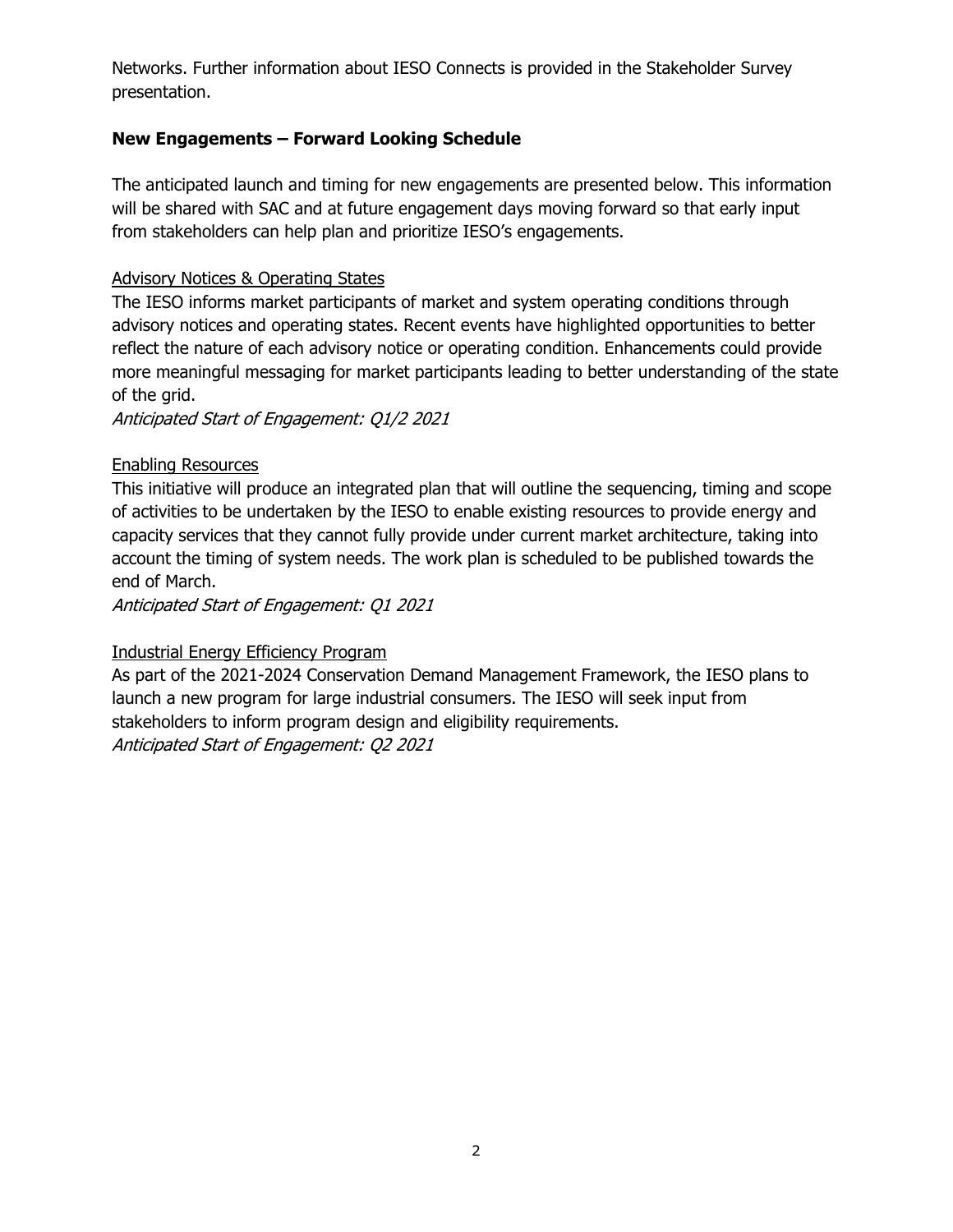Networks. Further information about IESO Connects is provided in the Stakeholder Survey presentation.

## New Engagements – Forward Looking Schedule

The anticipated launch and timing for new engagements are presented below. This information will be shared with SAC and at future engagement days moving forward so that early input from stakeholders can help plan and prioritize IESO's engagements.

### Advisory Notices & Operating States

The IESO informs market participants of market and system operating conditions through advisory notices and operating states. Recent events have highlighted opportunities to better reflect the nature of each advisory notice or operating condition. Enhancements could provide more meaningful messaging for market participants leading to better understanding of the state of the grid.

*Anticipated Start of Engagement: Q1/2 2021*

### Enabling Resources

This initiative will produce an integrated plan that will outline the sequencing, timing and scope of activities to be undertaken by the IESO to enable existing resources to provide energy and capacity services that they cannot fully provide under current market architecture, taking into account the timing of system needs. The work plan is scheduled to be published towards the end of March.

*Anticipated Start of Engagement: Q1 2021*

### Industrial Energy Efficiency Program

As part of the 2021-2024 Conservation Demand Management Framework, the IESO plans to launch a new program for large industrial consumers. The IESO will seek input from stakeholders to inform program design and eligibility requirements.

*Anticipated Start of Engagement: Q2 2021*